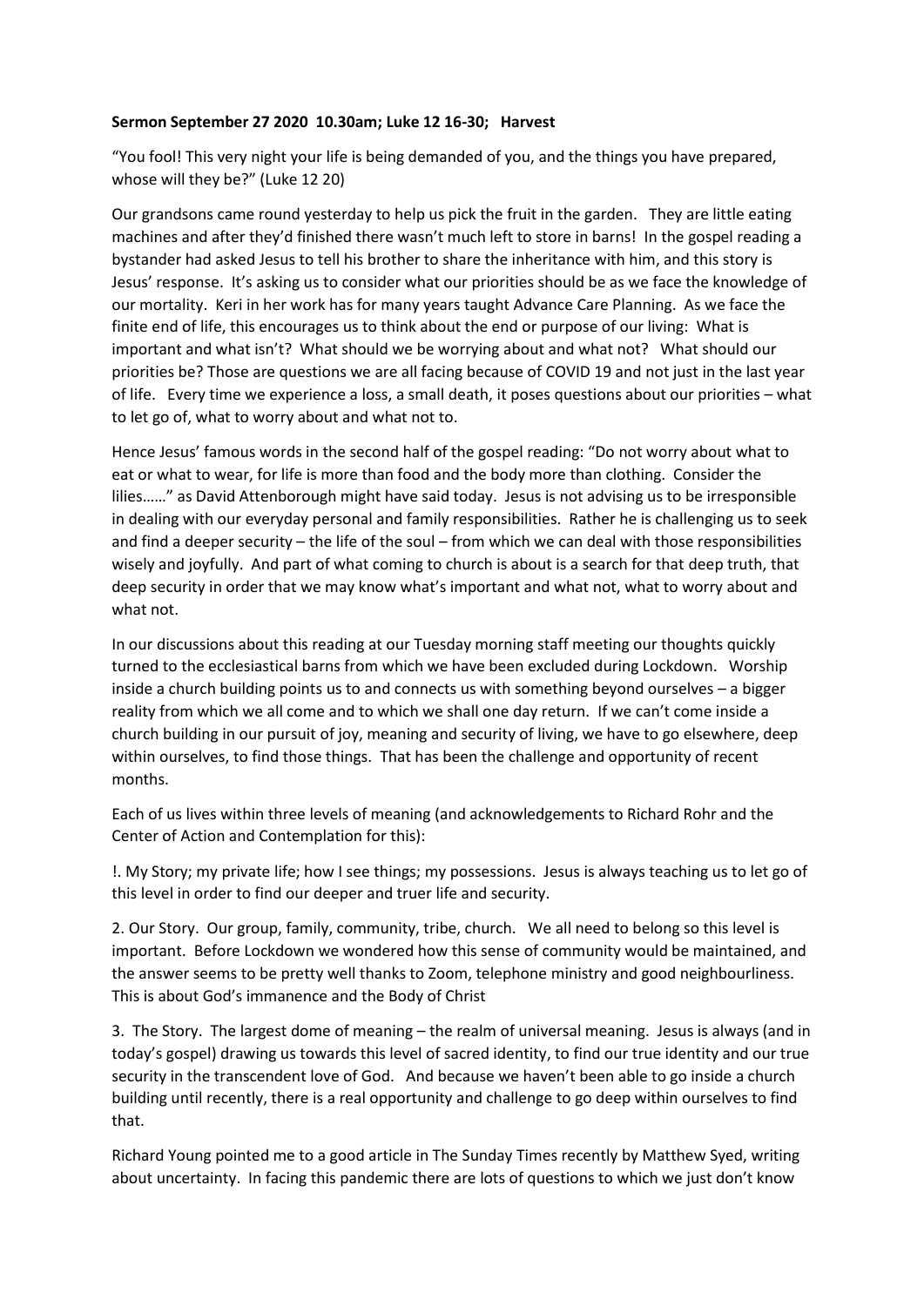**Sermon September 27 2020 10.30am; Luke 12 16-30; Harvest**

"You fool! This very night your life is being demanded of you, and the things you have prepared, whose will they be?" (Luke 12 20)

Our grandsons came round yesterday to help us pick the fruit in the garden. They are little eating machines and after they'd finished there wasn't much left to store in barns! In the gospel reading a bystander had asked Jesus to tell his brother to share the inheritance with him, and this story is Jesus' response. It's asking us to consider what our priorities should be as we face the knowledge of our mortality. Keri in her work has for many years taught Advance Care Planning. As we face the finite end of life, this encourages us to think about the end or purpose of our living: What is important and what isn't? What should we be worrying about and what not? What should our priorities be? Those are questions we are all facing because of COVID 19 and not just in the last year of life. Every time we experience a loss, a small death, it poses questions about our priorities – what to let go of, what to worry about and what not to.

Hence Jesus' famous words in the second half of the gospel reading: "Do not worry about what to eat or what to wear, for life is more than food and the body more than clothing. Consider the lilies……" as David Attenborough might have said today. Jesus is not advising us to be irresponsible in dealing with our everyday personal and family responsibilities. Rather he is challenging us to seek and find a deeper security – the life of the soul – from which we can deal with those responsibilities wisely and joyfully. And part of what coming to church is about is a search for that deep truth, that deep security in order that we may know what's important and what not, what to worry about and what not.

In our discussions about this reading at our Tuesday morning staff meeting our thoughts quickly turned to the ecclesiastical barns from which we have been excluded during Lockdown. Worship inside a church building points us to and connects us with something beyond ourselves – a bigger reality from which we all come and to which we shall one day return. If we can't come inside a church building in our pursuit of joy, meaning and security of living, we have to go elsewhere, deep within ourselves, to find those things. That has been the challenge and opportunity of recent months.

Each of us lives within three levels of meaning (and acknowledgements to Richard Rohr and the Center of Action and Contemplation for this):

!. My Story; my private life; how I see things; my possessions. Jesus is always teaching us to let go of this level in order to find our deeper and truer life and security.

2. Our Story. Our group, family, community, tribe, church. We all need to belong so this level is important. Before Lockdown we wondered how this sense of community would be maintained, and the answer seems to be pretty well thanks to Zoom, telephone ministry and good neighbourliness. This is about God's immanence and the Body of Christ

3. The Story. The largest dome of meaning – the realm of universal meaning. Jesus is always (and in today's gospel) drawing us towards this level of sacred identity, to find our true identity and our true security in the transcendent love of God. And because we haven't been able to go inside a church building until recently, there is a real opportunity and challenge to go deep within ourselves to find that.

Richard Young pointed me to a good article in The Sunday Times recently by Matthew Syed, writing about uncertainty. In facing this pandemic there are lots of questions to which we just don't know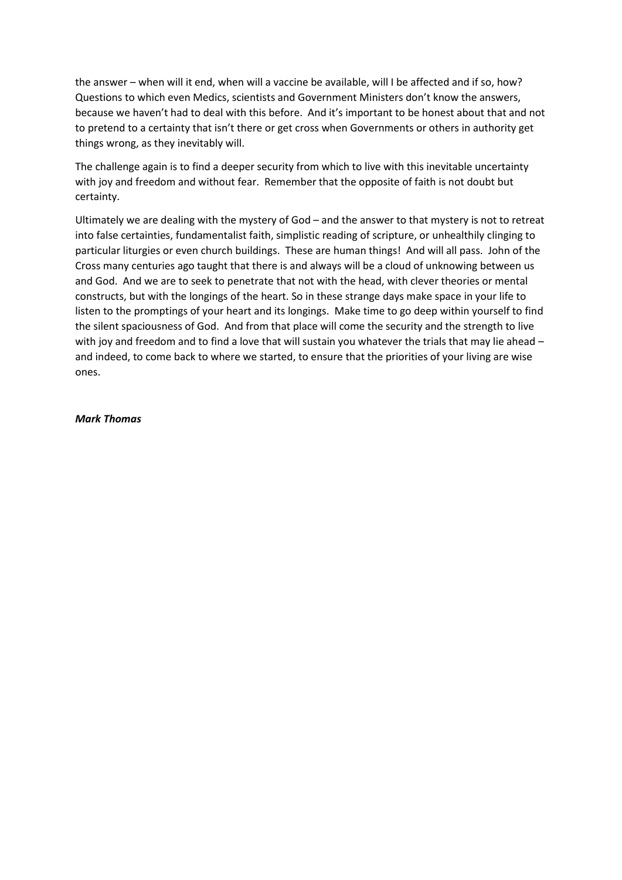the answer – when will it end, when will a vaccine be available, will I be affected and if so, how? Questions to which even Medics, scientists and Government Ministers don't know the answers, because we haven't had to deal with this before. And it's important to be honest about that and not to pretend to a certainty that isn't there or get cross when Governments or others in authority get things wrong, as they inevitably will.

The challenge again is to find a deeper security from which to live with this inevitable uncertainty with joy and freedom and without fear. Remember that the opposite of faith is not doubt but certainty.

Ultimately we are dealing with the mystery of God – and the answer to that mystery is not to retreat into false certainties, fundamentalist faith, simplistic reading of scripture, or unhealthily clinging to particular liturgies or even church buildings. These are human things! And will all pass. John of the Cross many centuries ago taught that there is and always will be a cloud of unknowing between us and God. And we are to seek to penetrate that not with the head, with clever theories or mental constructs, but with the longings of the heart. So in these strange days make space in your life to listen to the promptings of your heart and its longings. Make time to go deep within yourself to find the silent spaciousness of God. And from that place will come the security and the strength to live with joy and freedom and to find a love that will sustain you whatever the trials that may lie ahead – and indeed, to come back to where we started, to ensure that the priorities of your living are wise ones.

***Mark Thomas***